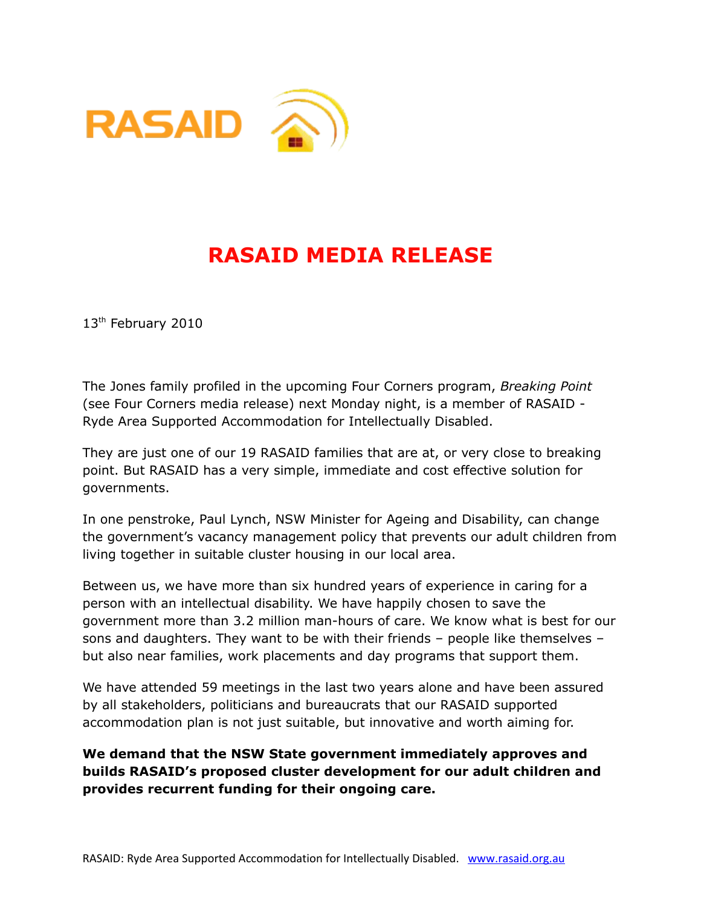RASAID

# RASAID MEDIA RELEASE

13th February 2010

The Jones family profiled in the upcoming Four Corners program, *Breaking Point* (see Four Corners media release) next Monday night, is a member of RASAID - Ryde Area Supported Accommodation for Intellectually Disabled.

They are just one of our 19 RASAID families that are at, or very close to breaking point. But RASAID has a very simple, immediate and cost effective solution for governments.

In one penstroke, Paul Lynch, NSW Minister for Ageing and Disability, can change the government's vacancy management policy that prevents our adult children from living together in suitable cluster housing in our local area.

Between us, we have more than six hundred years of experience in caring for a person with an intellectual disability. We have happily chosen to save the government more than 3.2 million man-hours of care. We know what is best for our sons and daughters. They want to be with their friends – people like themselves – but also near families, work placements and day programs that support them.

We have attended 59 meetings in the last two years alone and have been assured by all stakeholders, politicians and bureaucrats that our RASAID supported accommodation plan is not just suitable, but innovative and worth aiming for.

**We demand that the NSW State government immediately approves and builds RASAID's proposed cluster development for our adult children and provides recurrent funding for their ongoing care.**

RASAID: Ryde Area Supported Accommodation for Intellectually Disabled. www.rasaid.org.au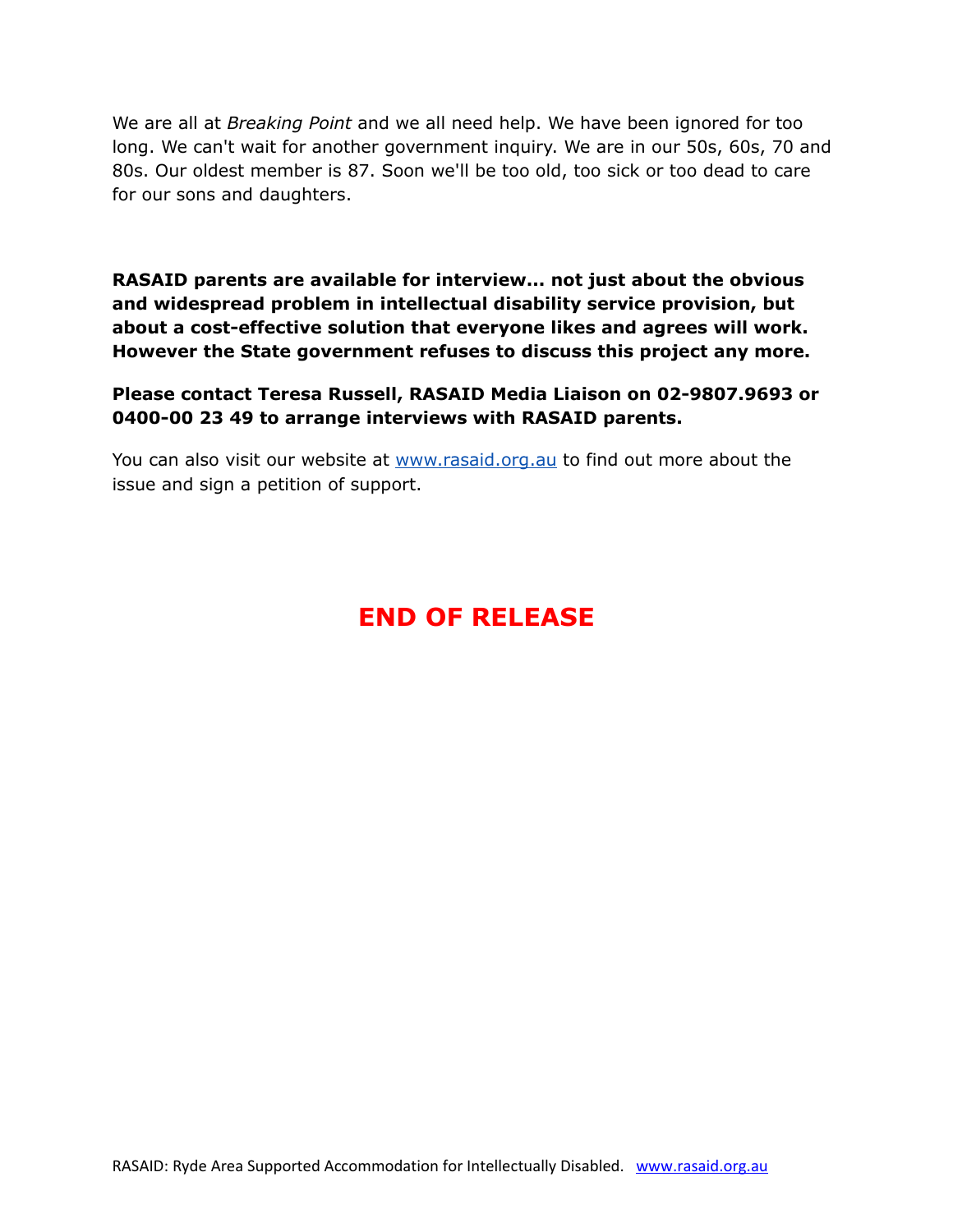We are all at *Breaking Point* and we all need help. We have been ignored for too long. We can't wait for another government inquiry. We are in our 50s, 60s, 70 and 80s. Our oldest member is 87. Soon we'll be too old, too sick or too dead to care for our sons and daughters.

**RASAID parents are available for interview... not just about the obvious and widespread problem in intellectual disability service provision, but about a cost-effective solution that everyone likes and agrees will work. However the State government refuses to discuss this project any more.**

**Please contact Teresa Russell, RASAID Media Liaison on 02-9807.9693 or 0400-00 23 49 to arrange interviews with RASAID parents.**

You can also visit our website at www.rasaid.org.au to find out more about the issue and sign a petition of support.

## END OF RELEASE